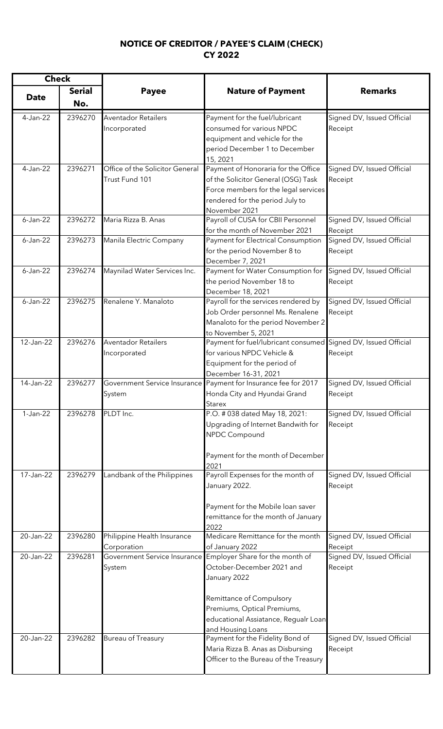# NOTICE OF CREDITOR / PAYEE'S CLAIM (CHECK)
## CY 2022

| Check | | Payee | Nature of Payment | Remarks |
|---|---|---|---|---|
| Date | Serial No. | | | |
| 4-Jan-22 | 2396270 | Aventador Retailers Incorporated | Payment for the fuel/lubricant consumed for various NPDC equipment and vehicle for the period December 1 to December 15, 2021 | Signed DV, Issued Official Receipt |
| 4-Jan-22 | 2396271 | Office of the Solicitor General Trust Fund 101 | Payment of Honoraria for the Office of the Solicitor General (OSG) Task Force members for the legal services rendered for the period July to November 2021 | Signed DV, Issued Official Receipt |
| 6-Jan-22 | 2396272 | Maria Rizza B. Anas | Payroll of CUSA for CBII Personnel for the month of November 2021 | Signed DV, Issued Official Receipt |
| 6-Jan-22 | 2396273 | Manila Electric Company | Payment for Electrical Consumption for the period November 8 to December 7, 2021 | Signed DV, Issued Official Receipt |
| 6-Jan-22 | 2396274 | Maynilad Water Services Inc. | Payment for Water Consumption for the period November 18 to December 18, 2021 | Signed DV, Issued Official Receipt |
| 6-Jan-22 | 2396275 | Renalene Y. Manaloto | Payroll for the services rendered by Job Order personnel Ms. Renalene Manaloto for the period November 2 to November 5, 2021 | Signed DV, Issued Official Receipt |
| 12-Jan-22 | 2396276 | Aventador Retailers Incorporated | Payment for fuel/lubricant consumed for various NPDC Vehicle & Equipment for the period of December 16-31, 2021 | Signed DV, Issued Official Receipt |
| 14-Jan-22 | 2396277 | Government Service Insurance System | Payment for Insurance fee for 2017 Honda City and Hyundai Grand Starex | Signed DV, Issued Official Receipt |
| 1-Jan-22 | 2396278 | PLDT Inc. | P.O. # 038 dated May 18, 2021: Upgrading of Internet Bandwith for NPDC Compound<br><br>Payment for the month of December 2021 | Signed DV, Issued Official Receipt |
| 17-Jan-22 | 2396279 | Landbank of the Philippines | Payroll Expenses for the month of January 2022.<br><br>Payment for the Mobile loan saver remittance for the month of January 2022 | Signed DV, Issued Official Receipt |
| 20-Jan-22 | 2396280 | Philippine Health Insurance Corporation | Medicare Remittance for the month of January 2022 | Signed DV, Issued Official Receipt |
| 20-Jan-22 | 2396281 | Government Service Insurance System | Employer Share for the month of October-December 2021 and January 2022<br><br>Remittance of Compulsory Premiums, Optical Premiums, educational Assiatance, Regualr Loan and Housing Loans | Signed DV, Issued Official Receipt |
| 20-Jan-22 | 2396282 | Bureau of Treasury | Payment for the Fidelity Bond of Maria Rizza B. Anas as Disbursing Officer to the Bureau of the Treasury | Signed DV, Issued Official Receipt |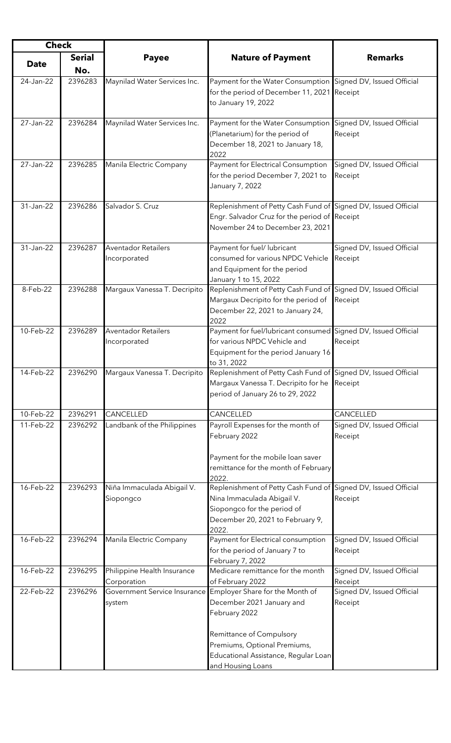| Check | | Payee | Nature of Payment | Remarks |
|---|---|---|---|---|
| **Date** | **Serial No.** | | | |
| 24-Jan-22 | 2396283 | Maynilad Water Services Inc. | Payment for the Water Consumption for the period of December 11, 2021 to January 19, 2022 | Signed DV, Issued Official Receipt |
| 27-Jan-22 | 2396284 | Maynilad Water Services Inc. | Payment for the Water Consumption (Planetarium) for the period of December 18, 2021 to January 18, 2022 | Signed DV, Issued Official Receipt |
| 27-Jan-22 | 2396285 | Manila Electric Company | Payment for Electrical Consumption for the period December 7, 2021 to January 7, 2022 | Signed DV, Issued Official Receipt |
| 31-Jan-22 | 2396286 | Salvador S. Cruz | Replenishment of Petty Cash Fund of Engr. Salvador Cruz for the period of November 24 to December 23, 2021 | Signed DV, Issued Official Receipt |
| 31-Jan-22 | 2396287 | Aventador Retailers Incorporated | Payment for fuel/ lubricant consumed for various NPDC Vehicle and Equipment for the period January 1 to 15, 2022 | Signed DV, Issued Official Receipt |
| 8-Feb-22 | 2396288 | Margaux Vanessa T. Decripito | Replenishment of Petty Cash Fund of Margaux Decripito for the period of December 22, 2021 to January 24, 2022 | Signed DV, Issued Official Receipt |
| 10-Feb-22 | 2396289 | Aventador Retailers Incorporated | Payment for fuel/lubricant consumed for various NPDC Vehicle and Equipment for the period January 16 to 31, 2022 | Signed DV, Issued Official Receipt |
| 14-Feb-22 | 2396290 | Margaux Vanessa T. Decripito | Replenishment of Petty Cash Fund of Margaux Vanessa T. Decripito for he period of January 26 to 29, 2022 | Signed DV, Issued Official Receipt |
| 10-Feb-22 | 2396291 | CANCELLED | CANCELLED | CANCELLED |
| 11-Feb-22 | 2396292 | Landbank of the Philippines | Payroll Expenses for the month of February 2022<br><br>Payment for the mobile loan saver remittance for the month of February 2022. | Signed DV, Issued Official Receipt |
| 16-Feb-22 | 2396293 | Niña Immaculada Abigail V. Siopongco | Replenishment of Petty Cash Fund of Nina Immaculada Abigail V. Siopongco for the period of December 20, 2021 to February 9, 2022. | Signed DV, Issued Official Receipt |
| 16-Feb-22 | 2396294 | Manila Electric Company | Payment for Electrical consumption for the period of January 7 to February 7, 2022 | Signed DV, Issued Official Receipt |
| 16-Feb-22 | 2396295 | Philippine Health Insurance Corporation | Medicare remittance for the month of February 2022 | Signed DV, Issued Official Receipt |
| 22-Feb-22 | 2396296 | Government Service Insurance system | Employer Share for the Month of December 2021 January and February 2022<br><br>Remittance of Compulsory Premiums, Optional Premiums, Educational Assistance, Regular Loan and Housing Loans | Signed DV, Issued Official Receipt |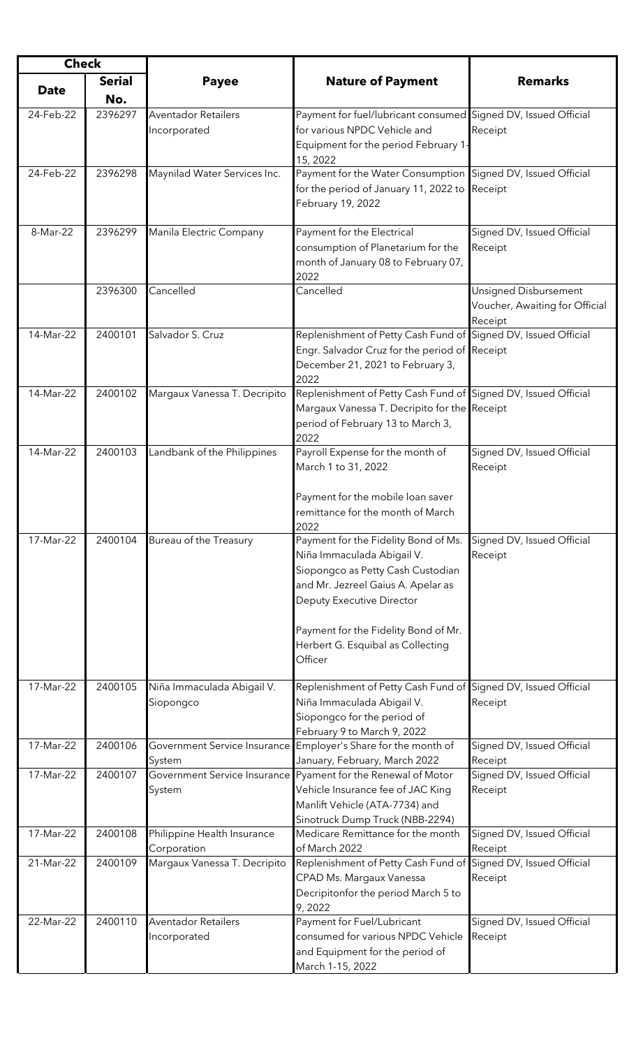| Check | | Payee | Nature of Payment | Remarks |
|---|---|---|---|---|
| Date | Serial No. | | | |
| 24-Feb-22 | 2396297 | Aventador Retailers Incorporated | Payment for fuel/lubricant consumed for various NPDC Vehicle and Equipment for the period February 1-15, 2022 | Signed DV, Issued Official Receipt |
| 24-Feb-22 | 2396298 | Maynilad Water Services Inc. | Payment for the Water Consumption for the period of January 11, 2022 to February 19, 2022 | Signed DV, Issued Official Receipt |
| 8-Mar-22 | 2396299 | Manila Electric Company | Payment for the Electrical consumption of Planetarium for the month of January 08 to February 07, 2022 | Signed DV, Issued Official Receipt |
| | 2396300 | Cancelled | Cancelled | Unsigned Disbursement Voucher, Awaiting for Official Receipt |
| 14-Mar-22 | 2400101 | Salvador S. Cruz | Replenishment of Petty Cash Fund of Engr. Salvador Cruz for the period of December 21, 2021 to February 3, 2022 | Signed DV, Issued Official Receipt |
| 14-Mar-22 | 2400102 | Margaux Vanessa T. Decripito | Replenishment of Petty Cash Fund of Margaux Vanessa T. Decripito for the period of February 13 to March 3, 2022 | Signed DV, Issued Official Receipt |
| 14-Mar-22 | 2400103 | Landbank of the Philippines | Payroll Expense for the month of March 1 to 31, 2022<br><br>Payment for the mobile loan saver remittance for the month of March 2022 | Signed DV, Issued Official Receipt |
| 17-Mar-22 | 2400104 | Bureau of the Treasury | Payment for the Fidelity Bond of Ms. Niña Immaculada Abigail V. Siopongco as Petty Cash Custodian and Mr. Jezreel Gaius A. Apelar as Deputy Executive Director<br><br>Payment for the Fidelity Bond of Mr. Herbert G. Esquibal as Collecting Officer | Signed DV, Issued Official Receipt |
| 17-Mar-22 | 2400105 | Niña Immaculada Abigail V. Siopongco | Replenishment of Petty Cash Fund of Niña Immaculada Abigail V. Siopongco for the period of February 9 to March 9, 2022 | Signed DV, Issued Official Receipt |
| 17-Mar-22 | 2400106 | Government Service Insurance System | Employer's Share for the month of January, February, March 2022 | Signed DV, Issued Official Receipt |
| 17-Mar-22 | 2400107 | Government Service Insurance System | Pyament for the Renewal of Motor Vehicle Insurance fee of JAC King Manlift Vehicle (ATA-7734) and Sinotruck Dump Truck (NBB-2294) | Signed DV, Issued Official Receipt |
| 17-Mar-22 | 2400108 | Philippine Health Insurance Corporation | Medicare Remittance for the month of March 2022 | Signed DV, Issued Official Receipt |
| 21-Mar-22 | 2400109 | Margaux Vanessa T. Decripito | Replenishment of Petty Cash Fund of CPAD Ms. Margaux Vanessa Decripitonfor the period March 5 to 9, 2022 | Signed DV, Issued Official Receipt |
| 22-Mar-22 | 2400110 | Aventador Retailers Incorporated | Payment for Fuel/Lubricant consumed for various NPDC Vehicle and Equipment for the period of March 1-15, 2022 | Signed DV, Issued Official Receipt |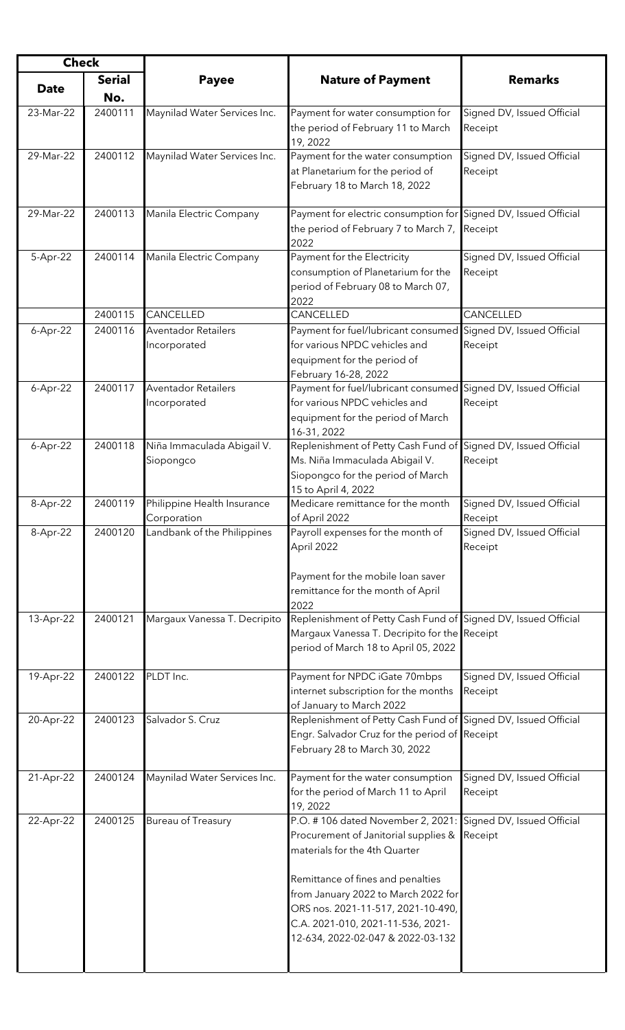| Check | | Payee | Nature of Payment | Remarks |
|---|---|---|---|---|
| Date | Serial No. | | | |
| 23-Mar-22 | 2400111 | Maynilad Water Services Inc. | Payment for water consumption for the period of February 11 to March 19, 2022 | Signed DV, Issued Official Receipt |
| 29-Mar-22 | 2400112 | Maynilad Water Services Inc. | Payment for the water consumption at Planetarium for the period of February 18 to March 18, 2022 | Signed DV, Issued Official Receipt |
| 29-Mar-22 | 2400113 | Manila Electric Company | Payment for electric consumption for the period of February 7 to March 7, 2022 | Signed DV, Issued Official Receipt |
| 5-Apr-22 | 2400114 | Manila Electric Company | Payment for the Electricity consumption of Planetarium for the period of February 08 to March 07, 2022 | Signed DV, Issued Official Receipt |
| | 2400115 | CANCELLED | CANCELLED | CANCELLED |
| 6-Apr-22 | 2400116 | Aventador Retailers Incorporated | Payment for fuel/lubricant consumed for various NPDC vehicles and equipment for the period of February 16-28, 2022 | Signed DV, Issued Official Receipt |
| 6-Apr-22 | 2400117 | Aventador Retailers Incorporated | Payment for fuel/lubricant consumed for various NPDC vehicles and equipment for the period of March 16-31, 2022 | Signed DV, Issued Official Receipt |
| 6-Apr-22 | 2400118 | Niña Immaculada Abigail V. Siopongco | Replenishment of Petty Cash Fund of Ms. Niña Immaculada Abigail V. Siopongco for the period of March 15 to April 4, 2022 | Signed DV, Issued Official Receipt |
| 8-Apr-22 | 2400119 | Philippine Health Insurance Corporation | Medicare remittance for the month of April 2022 | Signed DV, Issued Official Receipt |
| 8-Apr-22 | 2400120 | Landbank of the Philippines | Payroll expenses for the month of April 2022<br><br>Payment for the mobile loan saver remittance for the month of April 2022 | Signed DV, Issued Official Receipt |
| 13-Apr-22 | 2400121 | Margaux Vanessa T. Decripito | Replenishment of Petty Cash Fund of Margaux Vanessa T. Decripito for the period of March 18 to April 05, 2022 | Signed DV, Issued Official Receipt |
| 19-Apr-22 | 2400122 | PLDT Inc. | Payment for NPDC iGate 70mbps internet subscription for the months of January to March 2022 | Signed DV, Issued Official Receipt |
| 20-Apr-22 | 2400123 | Salvador S. Cruz | Replenishment of Petty Cash Fund of Engr. Salvador Cruz for the period of February 28 to March 30, 2022 | Signed DV, Issued Official Receipt |
| 21-Apr-22 | 2400124 | Maynilad Water Services Inc. | Payment for the water consumption for the period of March 11 to April 19, 2022 | Signed DV, Issued Official Receipt |
| 22-Apr-22 | 2400125 | Bureau of Treasury | P.O. # 106 dated November 2, 2021: Procurement of Janitorial supplies & materials for the 4th Quarter<br><br>Remittance of fines and penalties from January 2022 to March 2022 for ORS nos. 2021-11-517, 2021-10-490, C.A. 2021-010, 2021-11-536, 2021-12-634, 2022-02-047 & 2022-03-132 | Signed DV, Issued Official Receipt |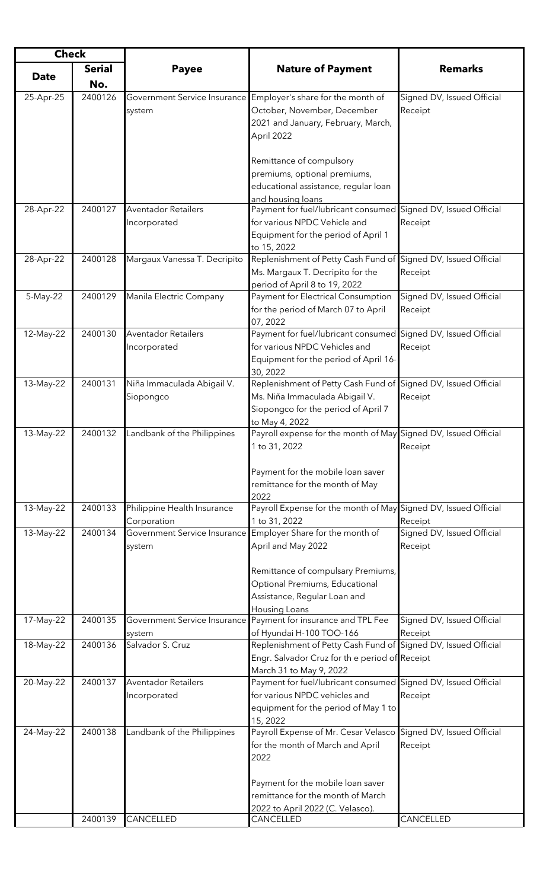| Check | | Payee | Nature of Payment | Remarks |
|---|---|---|---|---|
| Date | Serial No. | | | |
| 25-Apr-25 | 2400126 | Government Service Insurance system | Employer's share for the month of October, November, December 2021 and January, February, March, April 2022<br><br>Remittance of compulsory premiums, optional premiums, educational assistance, regular loan and housing loans | Signed DV, Issued Official Receipt |
| 28-Apr-22 | 2400127 | Aventador Retailers Incorporated | Payment for fuel/lubricant consumed for various NPDC Vehicle and Equipment for the period of April 1 to 15, 2022 | Signed DV, Issued Official Receipt |
| 28-Apr-22 | 2400128 | Margaux Vanessa T. Decripito | Replenishment of Petty Cash Fund of Ms. Margaux T. Decripito for the period of April 8 to 19, 2022 | Signed DV, Issued Official Receipt |
| 5-May-22 | 2400129 | Manila Electric Company | Payment for Electrical Consumption for the period of March 07 to April 07, 2022 | Signed DV, Issued Official Receipt |
| 12-May-22 | 2400130 | Aventador Retailers Incorporated | Payment for fuel/lubricant consumed for various NPDC Vehicles and Equipment for the period of April 16-30, 2022 | Signed DV, Issued Official Receipt |
| 13-May-22 | 2400131 | Niña Immaculada Abigail V. Siopongco | Replenishment of Petty Cash Fund of Ms. Niña Immaculada Abigail V. Siopongco for the period of April 7 to May 4, 2022 | Signed DV, Issued Official Receipt |
| 13-May-22 | 2400132 | Landbank of the Philippines | Payroll expense for the month of May 1 to 31, 2022<br><br>Payment for the mobile loan saver remittance for the month of May 2022 | Signed DV, Issued Official Receipt |
| 13-May-22 | 2400133 | Philippine Health Insurance Corporation | Payroll Expense for the month of May 1 to 31, 2022 | Signed DV, Issued Official Receipt |
| 13-May-22 | 2400134 | Government Service Insurance system | Employer Share for the month of April and May 2022<br><br>Remittance of compulsary Premiums, Optional Premiums, Educational Assistance, Regular Loan and Housing Loans | Signed DV, Issued Official Receipt |
| 17-May-22 | 2400135 | Government Service Insurance system | Payment for insurance and TPL Fee of Hyundai H-100 TOO-166 | Signed DV, Issued Official Receipt |
| 18-May-22 | 2400136 | Salvador S. Cruz | Replenishment of Petty Cash Fund of Engr. Salvador Cruz for th e period of March 31 to May 9, 2022 | Signed DV, Issued Official Receipt |
| 20-May-22 | 2400137 | Aventador Retailers Incorporated | Payment for fuel/lubricant consumed for various NPDC vehicles and equipment for the period of May 1 to 15, 2022 | Signed DV, Issued Official Receipt |
| 24-May-22 | 2400138 | Landbank of the Philippines | Payroll Expense of Mr. Cesar Velasco for the month of March and April 2022<br><br>Payment for the mobile loan saver remittance for the month of March 2022 to April 2022 (C. Velasco). | Signed DV, Issued Official Receipt |
| | 2400139 | CANCELLED | CANCELLED | CANCELLED |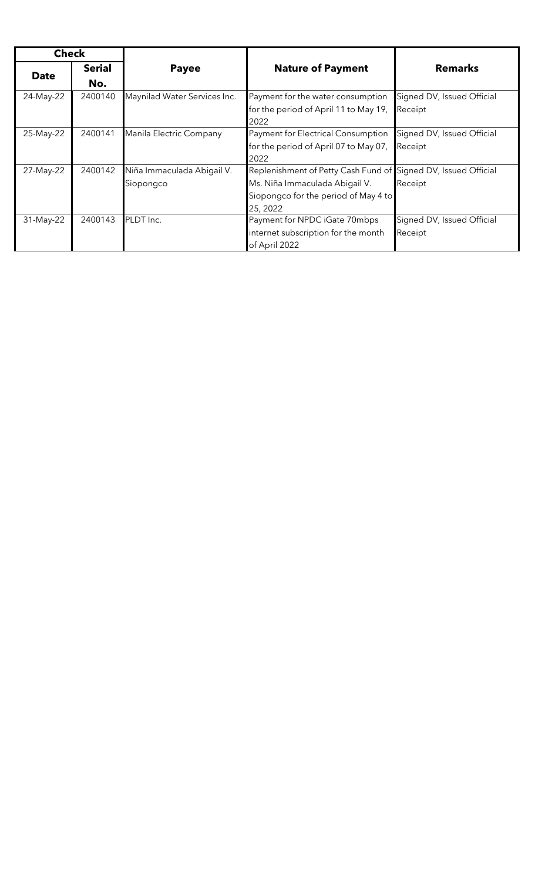| Check | | Payee | Nature of Payment | Remarks |
|---|---|---|---|---|
| Date | Serial No. | | | |
| 24-May-22 | 2400140 | Maynilad Water Services Inc. | Payment for the water consumption for the period of April 11 to May 19, 2022 | Signed DV, Issued Official Receipt |
| 25-May-22 | 2400141 | Manila Electric Company | Payment for Electrical Consumption for the period of April 07 to May 07, 2022 | Signed DV, Issued Official Receipt |
| 27-May-22 | 2400142 | Niña Immaculada Abigail V. Siopongco | Replenishment of Petty Cash Fund of Ms. Niña Immaculada Abigail V. Siopongco for the period of May 4 to 25, 2022 | Signed DV, Issued Official Receipt |
| 31-May-22 | 2400143 | PLDT Inc. | Payment for NPDC iGate 70mbps internet subscription for the month of April 2022 | Signed DV, Issued Official Receipt |